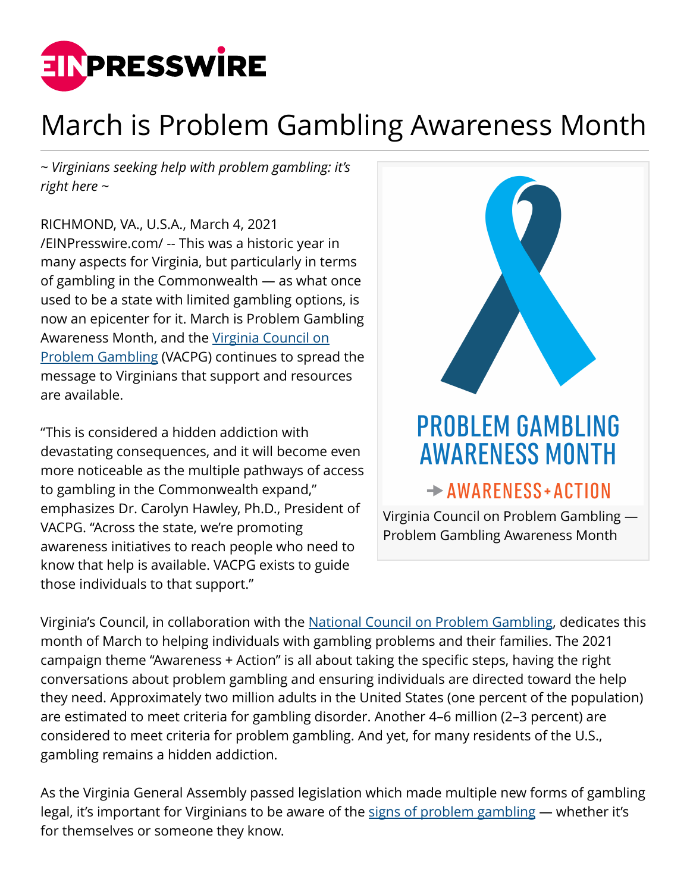# March is Problem Gambling Awareness Month

*~ Virginians seeking help with problem gambling: it's right here ~*

RICHMOND, VA., U.S.A., March 4, 2021 /EINPresswire.com/ -- This was a historic year in many aspects for Virginia, but particularly in terms of gambling in the Commonwealth — as what once used to be a state with limited gambling options, is now an epicenter for it. March is Problem Gambling Awareness Month, and the Virginia Council on Problem Gambling (VACPG) continues to spread the message to Virginians that support and resources are available.

"This is considered a hidden addiction with devastating consequences, and it will become even more noticeable as the multiple pathways of access to gambling in the Commonwealth expand," emphasizes Dr. Carolyn Hawley, Ph.D., President of VACPG. "Across the state, we're promoting awareness initiatives to reach people who need to know that help is available. VACPG exists to guide those individuals to that support."

PROBLEM GAMBLING AWARENESS MONTH

→ AWARENESS + ACTION

Virginia Council on Problem Gambling — Problem Gambling Awareness Month

Virginia's Council, in collaboration with the National Council on Problem Gambling, dedicates this month of March to helping individuals with gambling problems and their families. The 2021 campaign theme "Awareness + Action" is all about taking the specific steps, having the right conversations about problem gambling and ensuring individuals are directed toward the help they need. Approximately two million adults in the United States (one percent of the population) are estimated to meet criteria for gambling disorder. Another 4–6 million (2–3 percent) are considered to meet criteria for problem gambling. And yet, for many residents of the U.S., gambling remains a hidden addiction.

As the Virginia General Assembly passed legislation which made multiple new forms of gambling legal, it's important for Virginians to be aware of the signs of problem gambling — whether it's for themselves or someone they know.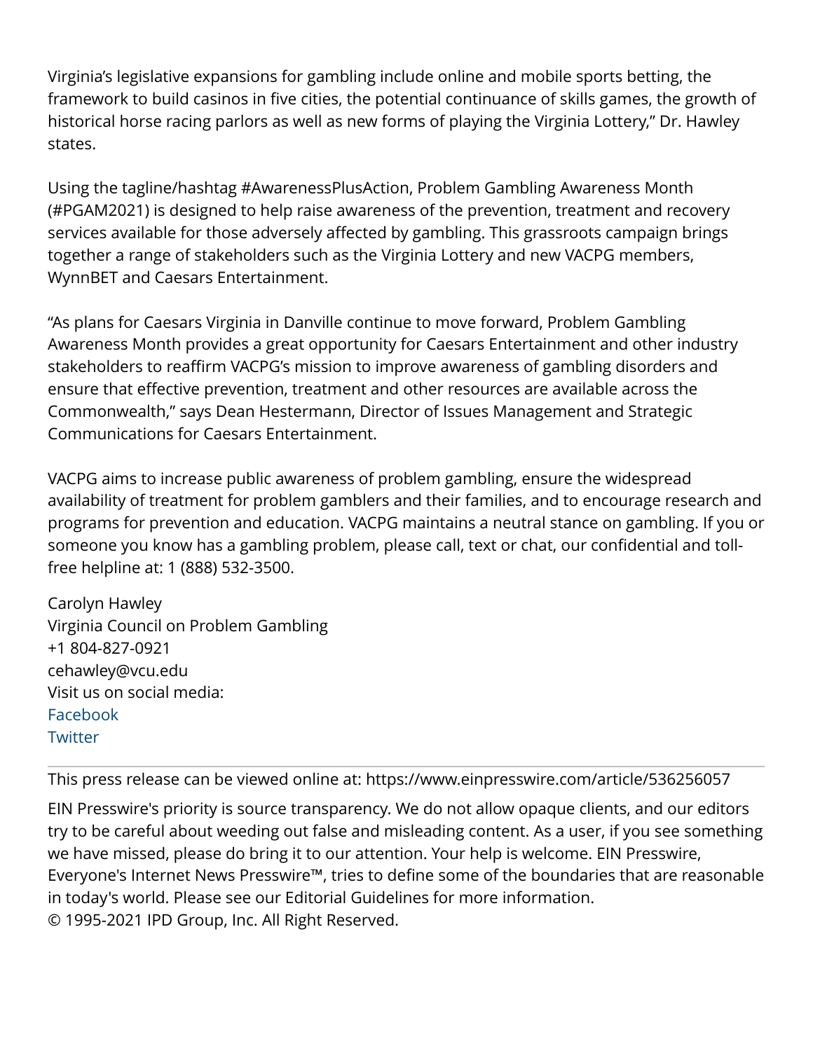Virginia's legislative expansions for gambling include online and mobile sports betting, the framework to build casinos in five cities, the potential continuance of skills games, the growth of historical horse racing parlors as well as new forms of playing the Virginia Lottery," Dr. Hawley states.

Using the tagline/hashtag #AwarenessPlusAction, Problem Gambling Awareness Month (#PGAM2021) is designed to help raise awareness of the prevention, treatment and recovery services available for those adversely affected by gambling. This grassroots campaign brings together a range of stakeholders such as the Virginia Lottery and new VACPG members, WynnBET and Caesars Entertainment.

"As plans for Caesars Virginia in Danville continue to move forward, Problem Gambling Awareness Month provides a great opportunity for Caesars Entertainment and other industry stakeholders to reaffirm VACPG's mission to improve awareness of gambling disorders and ensure that effective prevention, treatment and other resources are available across the Commonwealth," says Dean Hestermann, Director of Issues Management and Strategic Communications for Caesars Entertainment.

VACPG aims to increase public awareness of problem gambling, ensure the widespread availability of treatment for problem gamblers and their families, and to encourage research and programs for prevention and education. VACPG maintains a neutral stance on gambling. If you or someone you know has a gambling problem, please call, text or chat, our confidential and toll-free helpline at: 1 (888) 532-3500.

Carolyn Hawley
Virginia Council on Problem Gambling
+1 804-827-0921
cehawley@vcu.edu
Visit us on social media:
Facebook
Twitter

---

This press release can be viewed online at: https://www.einpresswire.com/article/536256057

EIN Presswire's priority is source transparency. We do not allow opaque clients, and our editors try to be careful about weeding out false and misleading content. As a user, if you see something we have missed, please do bring it to our attention. Your help is welcome. EIN Presswire, Everyone's Internet News Presswire™, tries to define some of the boundaries that are reasonable in today's world. Please see our Editorial Guidelines for more information.
© 1995-2021 IPD Group, Inc. All Right Reserved.